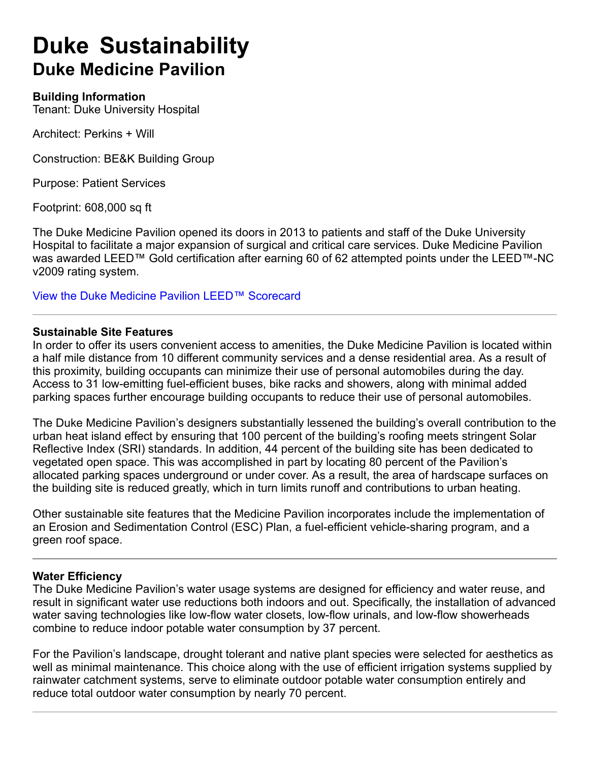# Duke Sustainability

## Duke Medicine Pavilion

**Building Information**

Tenant: Duke University Hospital

Architect: Perkins + Will

Construction: BE&K Building Group

Purpose: Patient Services

Footprint: 608,000 sq ft

The Duke Medicine Pavilion opened its doors in 2013 to patients and staff of the Duke University Hospital to facilitate a major expansion of surgical and critical care services. Duke Medicine Pavilion was awarded LEED™ Gold certification after earning 60 of 62 attempted points under the LEED™-NC v2009 rating system.

View the Duke Medicine Pavilion LEED™ Scorecard

---

**Sustainable Site Features**

In order to offer its users convenient access to amenities, the Duke Medicine Pavilion is located within a half mile distance from 10 different community services and a dense residential area. As a result of this proximity, building occupants can minimize their use of personal automobiles during the day. Access to 31 low-emitting fuel-efficient buses, bike racks and showers, along with minimal added parking spaces further encourage building occupants to reduce their use of personal automobiles.

The Duke Medicine Pavilion's designers substantially lessened the building's overall contribution to the urban heat island effect by ensuring that 100 percent of the building's roofing meets stringent Solar Reflective Index (SRI) standards. In addition, 44 percent of the building site has been dedicated to vegetated open space. This was accomplished in part by locating 80 percent of the Pavilion's allocated parking spaces underground or under cover. As a result, the area of hardscape surfaces on the building site is reduced greatly, which in turn limits runoff and contributions to urban heating.

Other sustainable site features that the Medicine Pavilion incorporates include the implementation of an Erosion and Sedimentation Control (ESC) Plan, a fuel-efficient vehicle-sharing program, and a green roof space.

---

**Water Efficiency**

The Duke Medicine Pavilion's water usage systems are designed for efficiency and water reuse, and result in significant water use reductions both indoors and out. Specifically, the installation of advanced water saving technologies like low-flow water closets, low-flow urinals, and low-flow showerheads combine to reduce indoor potable water consumption by 37 percent.

For the Pavilion's landscape, drought tolerant and native plant species were selected for aesthetics as well as minimal maintenance. This choice along with the use of efficient irrigation systems supplied by rainwater catchment systems, serve to eliminate outdoor potable water consumption entirely and reduce total outdoor water consumption by nearly 70 percent.

---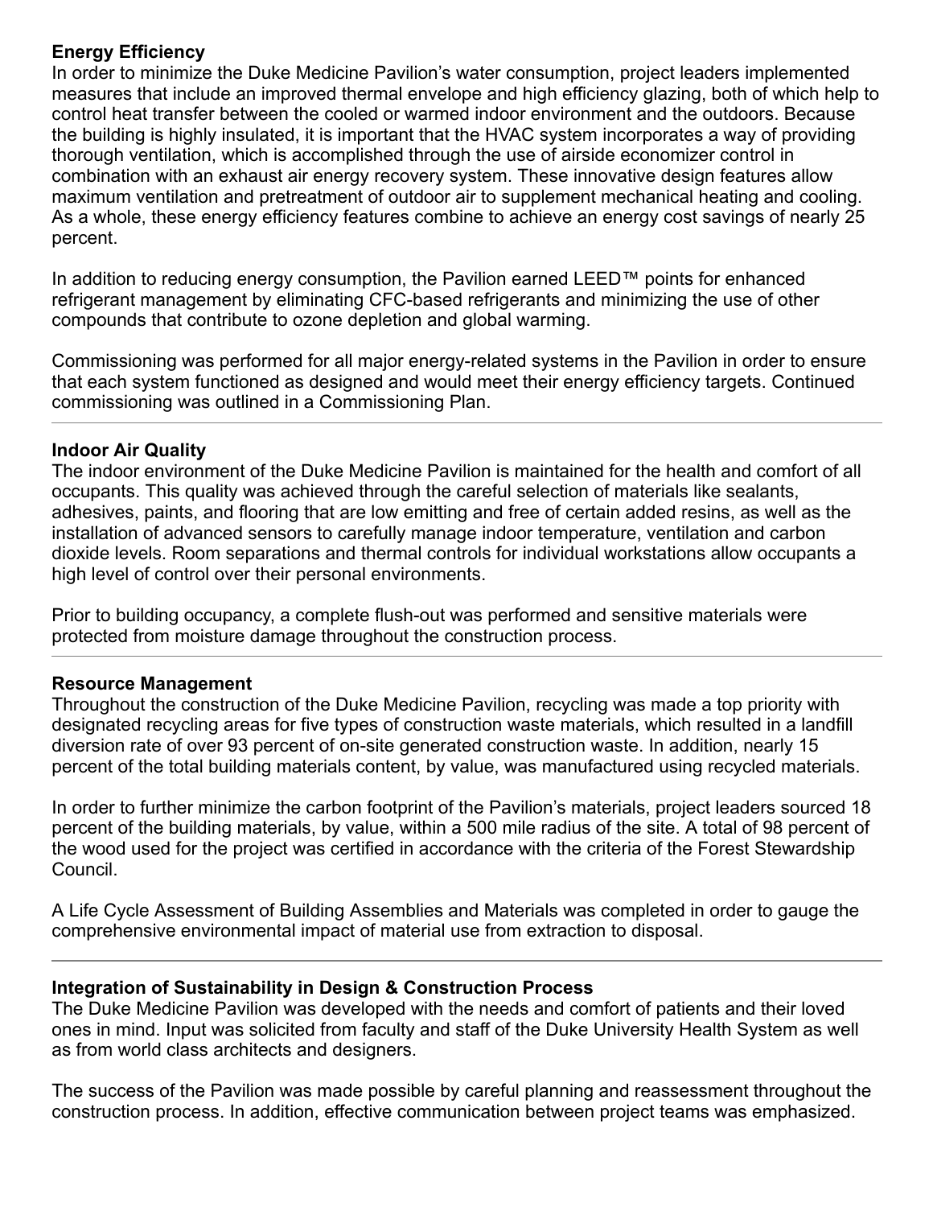**Energy Efficiency**

In order to minimize the Duke Medicine Pavilion's water consumption, project leaders implemented measures that include an improved thermal envelope and high efficiency glazing, both of which help to control heat transfer between the cooled or warmed indoor environment and the outdoors. Because the building is highly insulated, it is important that the HVAC system incorporates a way of providing thorough ventilation, which is accomplished through the use of airside economizer control in combination with an exhaust air energy recovery system. These innovative design features allow maximum ventilation and pretreatment of outdoor air to supplement mechanical heating and cooling. As a whole, these energy efficiency features combine to achieve an energy cost savings of nearly 25 percent.

In addition to reducing energy consumption, the Pavilion earned LEED™ points for enhanced refrigerant management by eliminating CFC-based refrigerants and minimizing the use of other compounds that contribute to ozone depletion and global warming.

Commissioning was performed for all major energy-related systems in the Pavilion in order to ensure that each system functioned as designed and would meet their energy efficiency targets. Continued commissioning was outlined in a Commissioning Plan.

---

**Indoor Air Quality**

The indoor environment of the Duke Medicine Pavilion is maintained for the health and comfort of all occupants. This quality was achieved through the careful selection of materials like sealants, adhesives, paints, and flooring that are low emitting and free of certain added resins, as well as the installation of advanced sensors to carefully manage indoor temperature, ventilation and carbon dioxide levels. Room separations and thermal controls for individual workstations allow occupants a high level of control over their personal environments.

Prior to building occupancy, a complete flush-out was performed and sensitive materials were protected from moisture damage throughout the construction process.

---

**Resource Management**

Throughout the construction of the Duke Medicine Pavilion, recycling was made a top priority with designated recycling areas for five types of construction waste materials, which resulted in a landfill diversion rate of over 93 percent of on-site generated construction waste. In addition, nearly 15 percent of the total building materials content, by value, was manufactured using recycled materials.

In order to further minimize the carbon footprint of the Pavilion's materials, project leaders sourced 18 percent of the building materials, by value, within a 500 mile radius of the site. A total of 98 percent of the wood used for the project was certified in accordance with the criteria of the Forest Stewardship Council.

A Life Cycle Assessment of Building Assemblies and Materials was completed in order to gauge the comprehensive environmental impact of material use from extraction to disposal.

---

**Integration of Sustainability in Design & Construction Process**

The Duke Medicine Pavilion was developed with the needs and comfort of patients and their loved ones in mind. Input was solicited from faculty and staff of the Duke University Health System as well as from world class architects and designers.

The success of the Pavilion was made possible by careful planning and reassessment throughout the construction process. In addition, effective communication between project teams was emphasized.